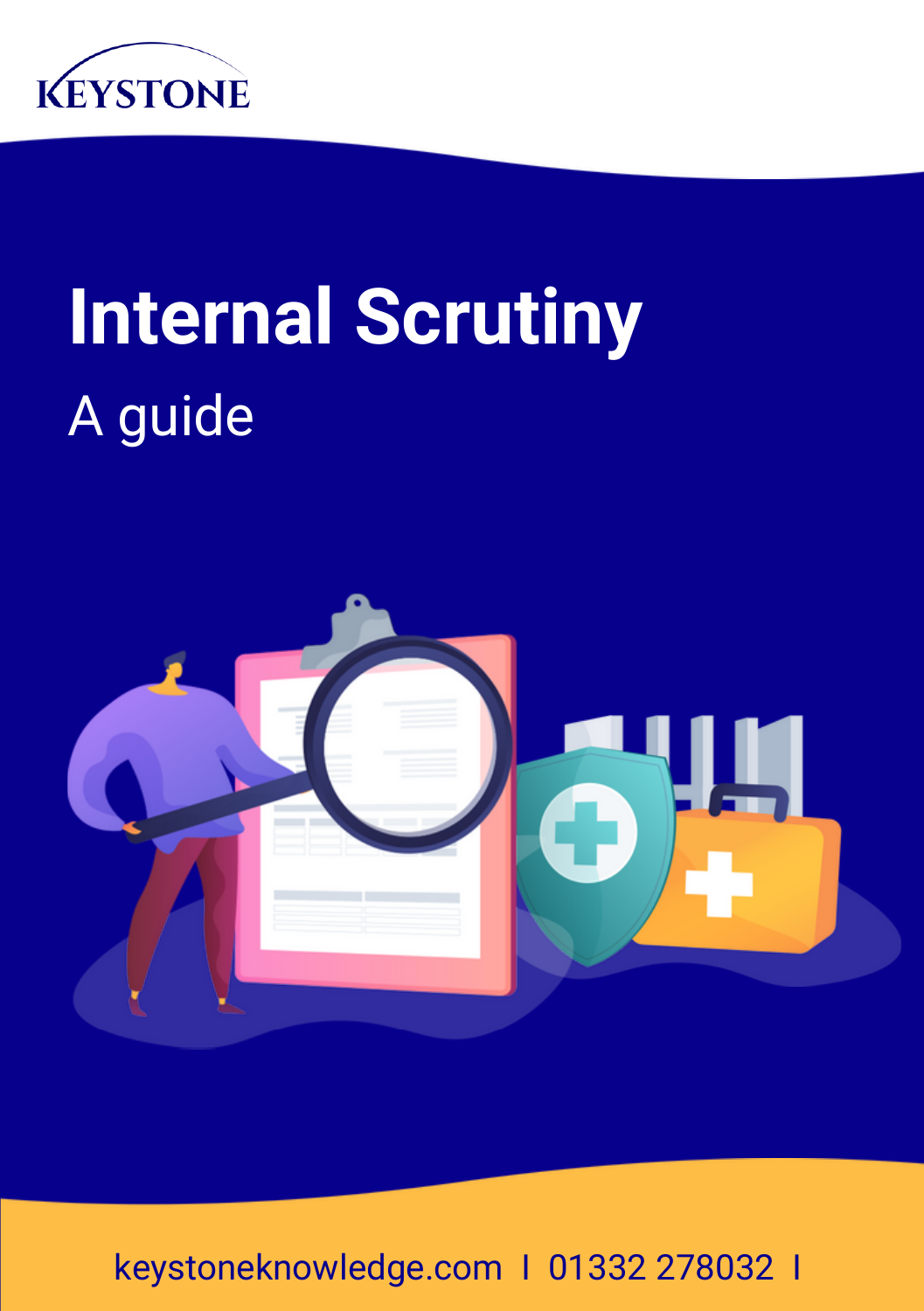KEYSTONE

# Internal Scrutiny

## A guide

keystoneknowledge.com I 01332 278032 I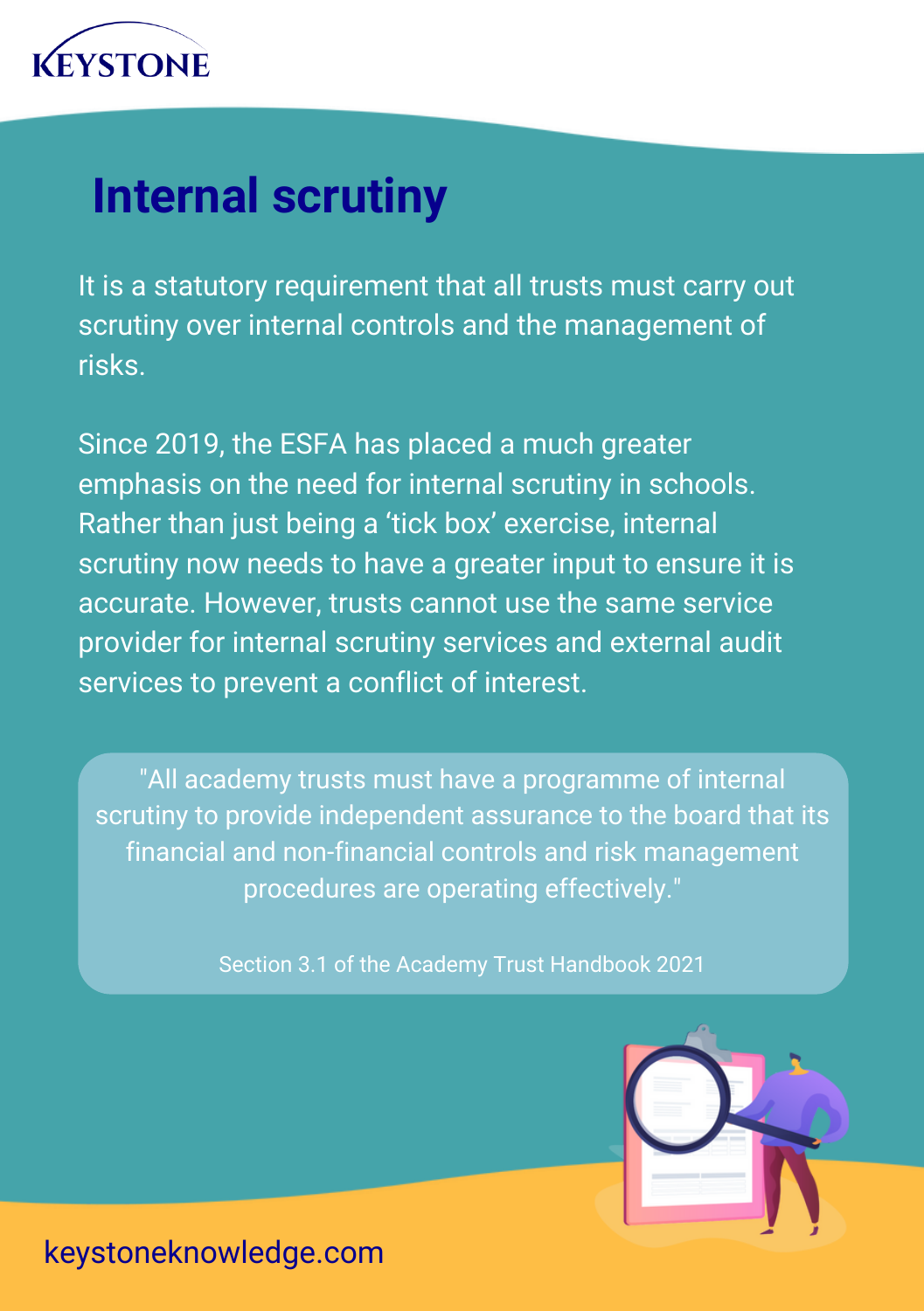# Internal scrutiny

It is a statutory requirement that all trusts must carry out scrutiny over internal controls and the management of risks.

Since 2019, the ESFA has placed a much greater emphasis on the need for internal scrutiny in schools. Rather than just being a 'tick box' exercise, internal scrutiny now needs to have a greater input to ensure it is accurate. However, trusts cannot use the same service provider for internal scrutiny services and external audit services to prevent a conflict of interest.

> "All academy trusts must have a programme of internal scrutiny to provide independent assurance to the board that its financial and non-financial controls and risk management procedures are operating effectively."
>
> Section 3.1 of the Academy Trust Handbook 2021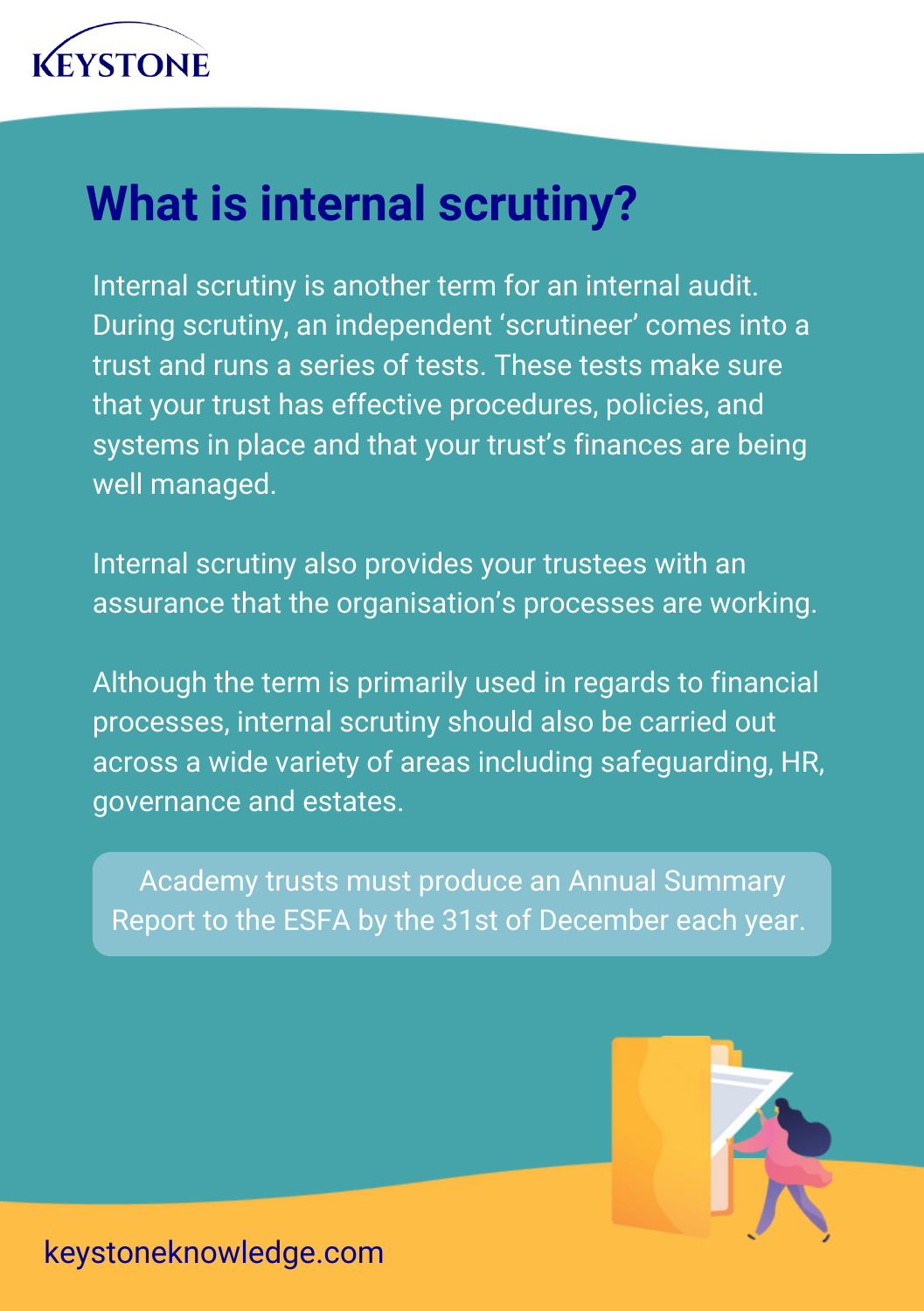# What is internal scrutiny?

Internal scrutiny is another term for an internal audit. During scrutiny, an independent 'scrutineer' comes into a trust and runs a series of tests. These tests make sure that your trust has effective procedures, policies, and systems in place and that your trust's finances are being well managed.

Internal scrutiny also provides your trustees with an assurance that the organisation's processes are working.

Although the term is primarily used in regards to financial processes, internal scrutiny should also be carried out across a wide variety of areas including safeguarding, HR, governance and estates.

> Academy trusts must produce an Annual Summary Report to the ESFA by the 31st of December each year.

keystoneknowledge.com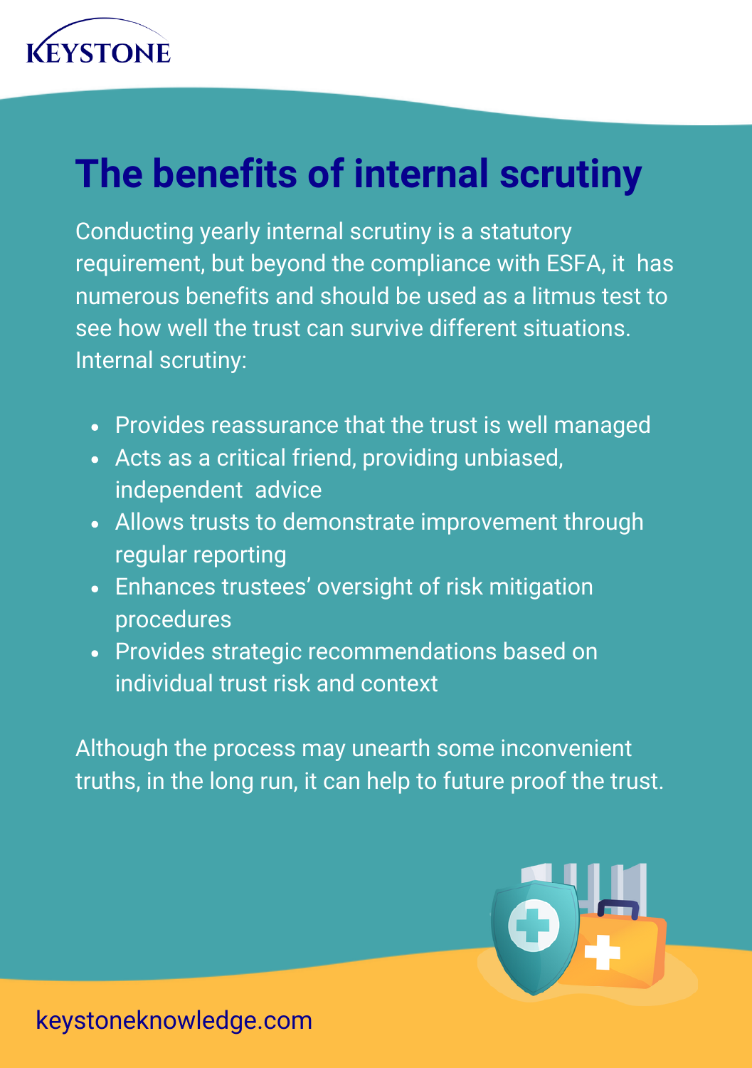# The benefits of internal scrutiny

Conducting yearly internal scrutiny is a statutory requirement, but beyond the compliance with ESFA, it has numerous benefits and should be used as a litmus test to see how well the trust can survive different situations. Internal scrutiny:

- Provides reassurance that the trust is well managed
- Acts as a critical friend, providing unbiased, independent advice
- Allows trusts to demonstrate improvement through regular reporting
- Enhances trustees' oversight of risk mitigation procedures
- Provides strategic recommendations based on individual trust risk and context

Although the process may unearth some inconvenient truths, in the long run, it can help to future proof the trust.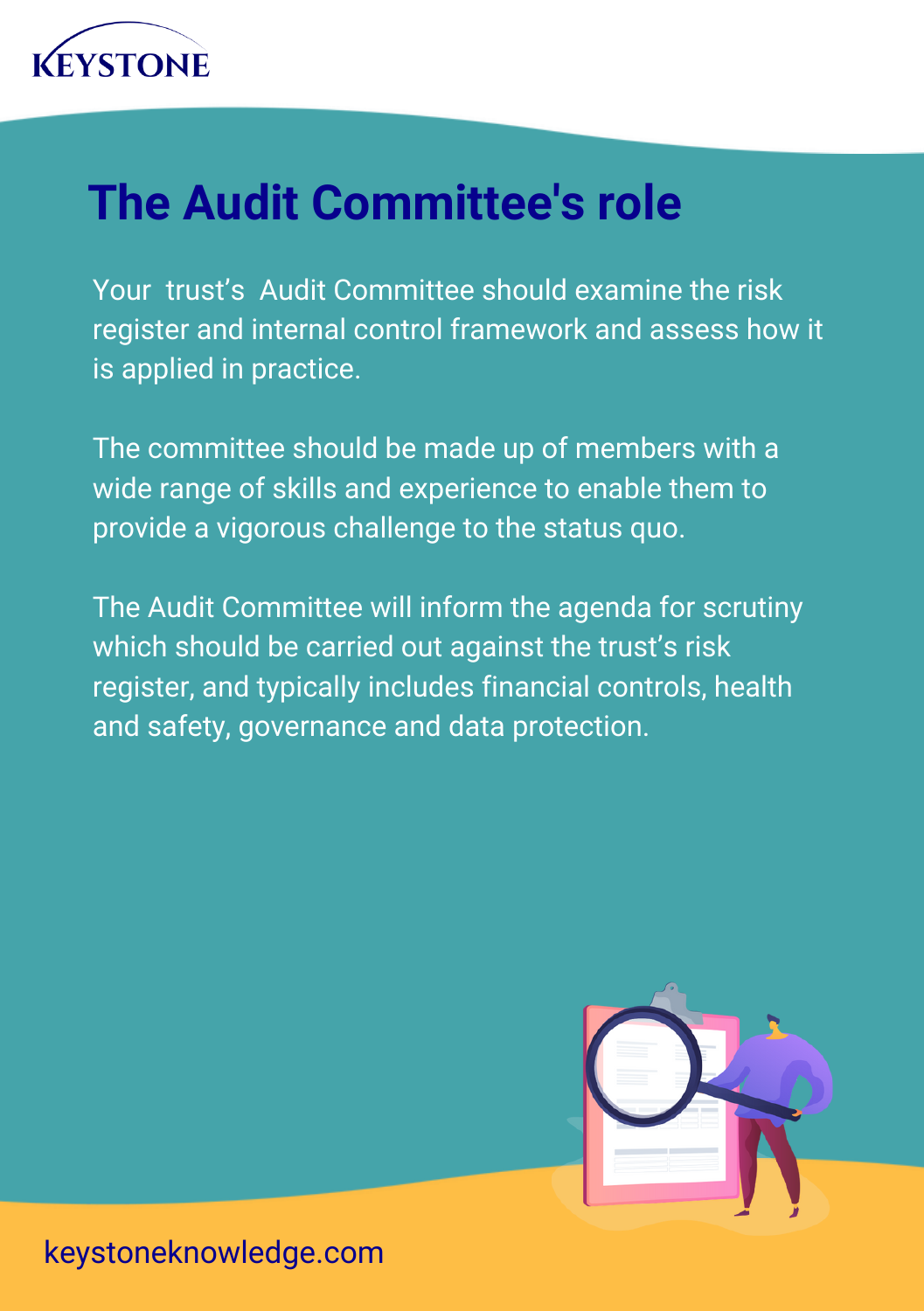# The Audit Committee's role

Your trust's Audit Committee should examine the risk register and internal control framework and assess how it is applied in practice.

The committee should be made up of members with a wide range of skills and experience to enable them to provide a vigorous challenge to the status quo.

The Audit Committee will inform the agenda for scrutiny which should be carried out against the trust's risk register, and typically includes financial controls, health and safety, governance and data protection.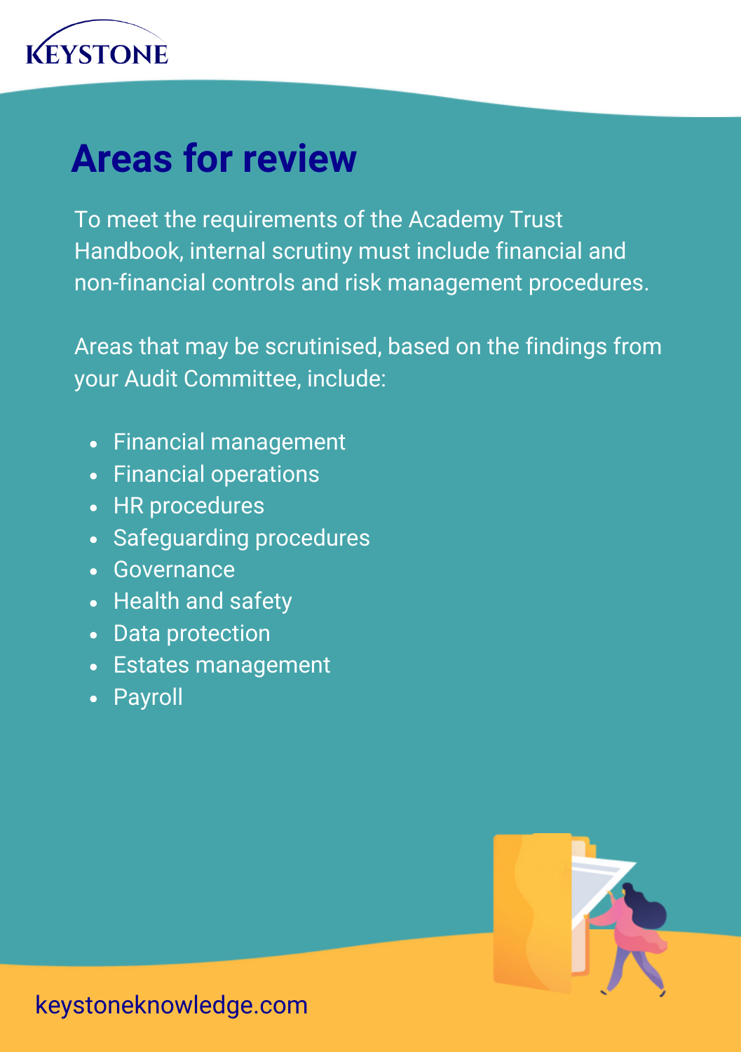# Areas for review

To meet the requirements of the Academy Trust Handbook, internal scrutiny must include financial and non-financial controls and risk management procedures.

Areas that may be scrutinised, based on the findings from your Audit Committee, include:

- Financial management
- Financial operations
- HR procedures
- Safeguarding procedures
- Governance
- Health and safety
- Data protection
- Estates management
- Payroll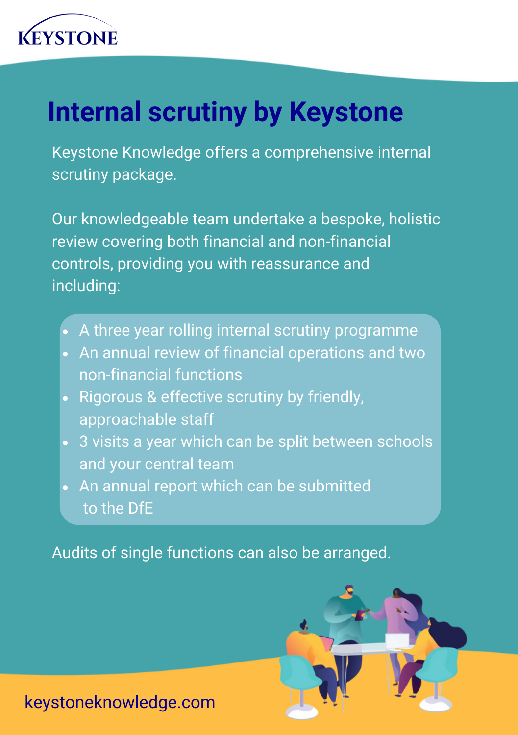KEYSTONE

# Internal scrutiny by Keystone

Keystone Knowledge offers a comprehensive internal scrutiny package.

Our knowledgeable team undertake a bespoke, holistic review covering both financial and non-financial controls, providing you with reassurance and including:

- A three year rolling internal scrutiny programme
- An annual review of financial operations and two non-financial functions
- Rigorous & effective scrutiny by friendly, approachable staff
- 3 visits a year which can be split between schools and your central team
- An annual report which can be submitted to the DfE

Audits of single functions can also be arranged.

keystoneknowledge.com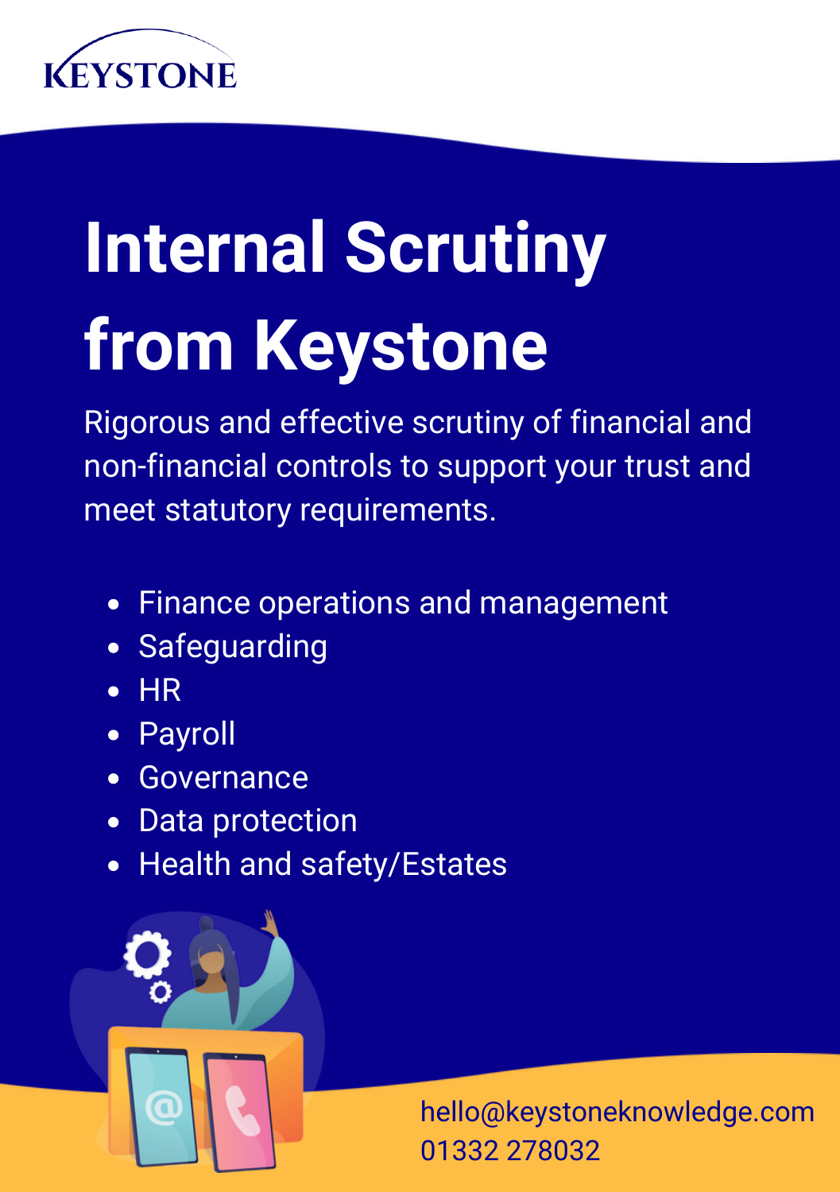KEYSTONE

# Internal Scrutiny from Keystone

Rigorous and effective scrutiny of financial and non-financial controls to support your trust and meet statutory requirements.

- Finance operations and management
- Safeguarding
- HR
- Payroll
- Governance
- Data protection
- Health and safety/Estates

hello@keystoneknowledge.com
01332 278032